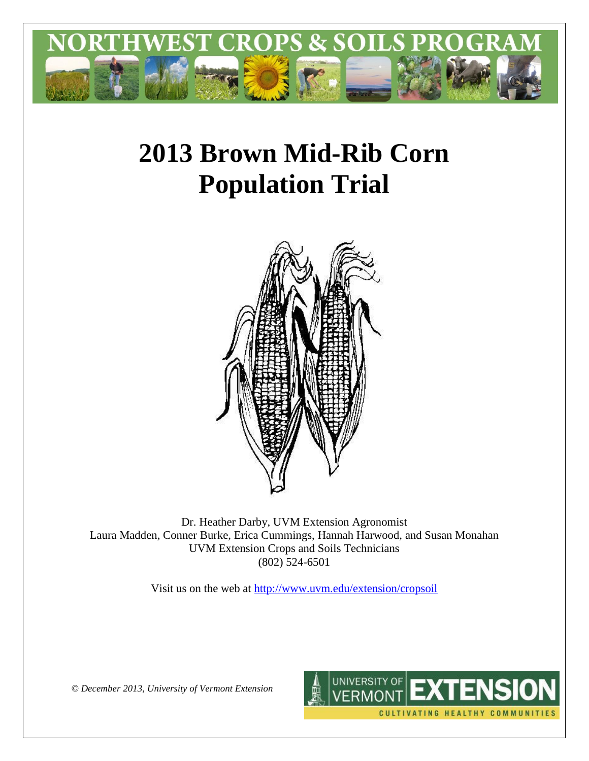# 2013 Brown Mid-Rib Corn Population Trial

Dr. Heather Darby, UVM Extension Agronomist
Laura Madden, Conner Burke, Erica Cummings, Hannah Harwood, and Susan Monahan
UVM Extension Crops and Soils Technicians
(802) 524-6501

Visit us on the web at http://www.uvm.edu/extension/cropsoil

*© December 2013, University of Vermont Extension*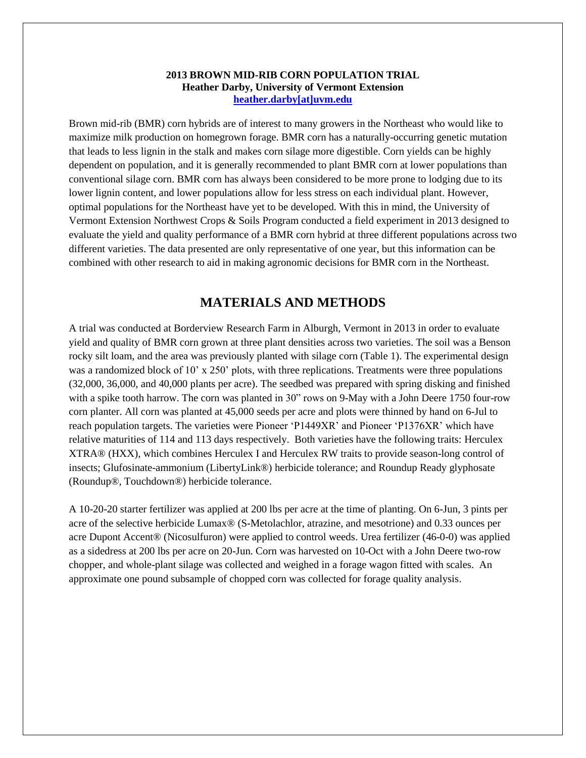**2013 BROWN MID-RIB CORN POPULATION TRIAL**
**Heather Darby, University of Vermont Extension**
**[heather.darby[at]uvm.edu](mailto:heather.darby@uvm.edu)**

Brown mid-rib (BMR) corn hybrids are of interest to many growers in the Northeast who would like to maximize milk production on homegrown forage. BMR corn has a naturally-occurring genetic mutation that leads to less lignin in the stalk and makes corn silage more digestible. Corn yields can be highly dependent on population, and it is generally recommended to plant BMR corn at lower populations than conventional silage corn. BMR corn has always been considered to be more prone to lodging due to its lower lignin content, and lower populations allow for less stress on each individual plant. However, optimal populations for the Northeast have yet to be developed. With this in mind, the University of Vermont Extension Northwest Crops & Soils Program conducted a field experiment in 2013 designed to evaluate the yield and quality performance of a BMR corn hybrid at three different populations across two different varieties. The data presented are only representative of one year, but this information can be combined with other research to aid in making agronomic decisions for BMR corn in the Northeast.

## MATERIALS AND METHODS

A trial was conducted at Borderview Research Farm in Alburgh, Vermont in 2013 in order to evaluate yield and quality of BMR corn grown at three plant densities across two varieties. The soil was a Benson rocky silt loam, and the area was previously planted with silage corn (Table 1). The experimental design was a randomized block of 10' x 250' plots, with three replications. Treatments were three populations (32,000, 36,000, and 40,000 plants per acre). The seedbed was prepared with spring disking and finished with a spike tooth harrow. The corn was planted in 30" rows on 9-May with a John Deere 1750 four-row corn planter. All corn was planted at 45,000 seeds per acre and plots were thinned by hand on 6-Jul to reach population targets. The varieties were Pioneer 'P1449XR' and Pioneer 'P1376XR' which have relative maturities of 114 and 113 days respectively. Both varieties have the following traits: Herculex XTRA® (HXX), which combines Herculex I and Herculex RW traits to provide season-long control of insects; Glufosinate-ammonium (LibertyLink®) herbicide tolerance; and Roundup Ready glyphosate (Roundup®, Touchdown®) herbicide tolerance.

A 10-20-20 starter fertilizer was applied at 200 lbs per acre at the time of planting. On 6-Jun, 3 pints per acre of the selective herbicide Lumax® (S-Metolachlor, atrazine, and mesotrione) and 0.33 ounces per acre Dupont Accent® (Nicosulfuron) were applied to control weeds. Urea fertilizer (46-0-0) was applied as a sidedress at 200 lbs per acre on 20-Jun. Corn was harvested on 10-Oct with a John Deere two-row chopper, and whole-plant silage was collected and weighed in a forage wagon fitted with scales. An approximate one pound subsample of chopped corn was collected for forage quality analysis.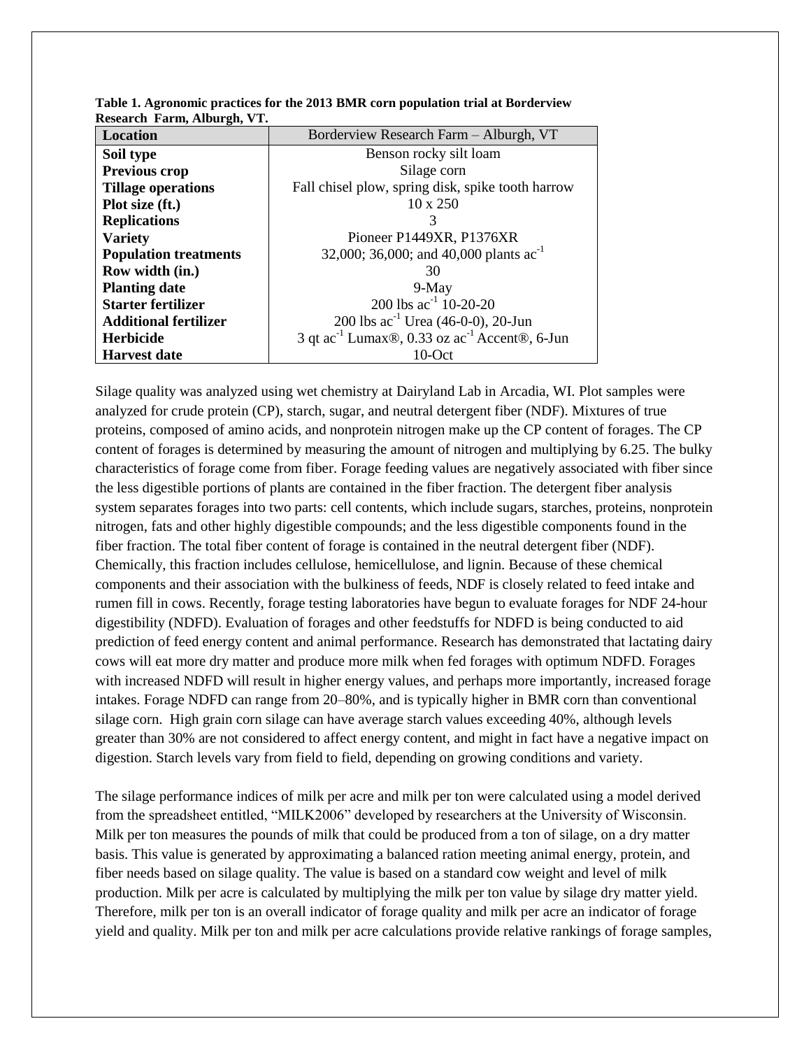**Table 1. Agronomic practices for the 2013 BMR corn population trial at Borderview Research Farm, Alburgh, VT.**

| Location | Borderview Research Farm – Alburgh, VT |
|---|---|
| **Soil type** | Benson rocky silt loam |
| **Previous crop** | Silage corn |
| **Tillage operations** | Fall chisel plow, spring disk, spike tooth harrow |
| **Plot size (ft.)** | 10 x 250 |
| **Replications** | 3 |
| **Variety** | Pioneer P1449XR, P1376XR |
| **Population treatments** | 32,000; 36,000; and 40,000 plants $ac^{-1}$ |
| **Row width (in.)** | 30 |
| **Planting date** | 9-May |
| **Starter fertilizer** | 200 lbs $ac^{-1}$ 10-20-20 |
| **Additional fertilizer** | 200 lbs $ac^{-1}$ Urea (46-0-0), 20-Jun |
| **Herbicide** | 3 qt $ac^{-1}$ Lumax®, 0.33 oz $ac^{-1}$ Accent®, 6-Jun |
| **Harvest date** | 10-Oct |

Silage quality was analyzed using wet chemistry at Dairyland Lab in Arcadia, WI. Plot samples were analyzed for crude protein (CP), starch, sugar, and neutral detergent fiber (NDF). Mixtures of true proteins, composed of amino acids, and nonprotein nitrogen make up the CP content of forages. The CP content of forages is determined by measuring the amount of nitrogen and multiplying by 6.25. The bulky characteristics of forage come from fiber. Forage feeding values are negatively associated with fiber since the less digestible portions of plants are contained in the fiber fraction. The detergent fiber analysis system separates forages into two parts: cell contents, which include sugars, starches, proteins, nonprotein nitrogen, fats and other highly digestible compounds; and the less digestible components found in the fiber fraction. The total fiber content of forage is contained in the neutral detergent fiber (NDF). Chemically, this fraction includes cellulose, hemicellulose, and lignin. Because of these chemical components and their association with the bulkiness of feeds, NDF is closely related to feed intake and rumen fill in cows. Recently, forage testing laboratories have begun to evaluate forages for NDF 24-hour digestibility (NDFD). Evaluation of forages and other feedstuffs for NDFD is being conducted to aid prediction of feed energy content and animal performance. Research has demonstrated that lactating dairy cows will eat more dry matter and produce more milk when fed forages with optimum NDFD. Forages with increased NDFD will result in higher energy values, and perhaps more importantly, increased forage intakes. Forage NDFD can range from 20–80%, and is typically higher in BMR corn than conventional silage corn. High grain corn silage can have average starch values exceeding 40%, although levels greater than 30% are not considered to affect energy content, and might in fact have a negative impact on digestion. Starch levels vary from field to field, depending on growing conditions and variety.

The silage performance indices of milk per acre and milk per ton were calculated using a model derived from the spreadsheet entitled, "MILK2006" developed by researchers at the University of Wisconsin. Milk per ton measures the pounds of milk that could be produced from a ton of silage, on a dry matter basis. This value is generated by approximating a balanced ration meeting animal energy, protein, and fiber needs based on silage quality. The value is based on a standard cow weight and level of milk production. Milk per acre is calculated by multiplying the milk per ton value by silage dry matter yield. Therefore, milk per ton is an overall indicator of forage quality and milk per acre an indicator of forage yield and quality. Milk per ton and milk per acre calculations provide relative rankings of forage samples,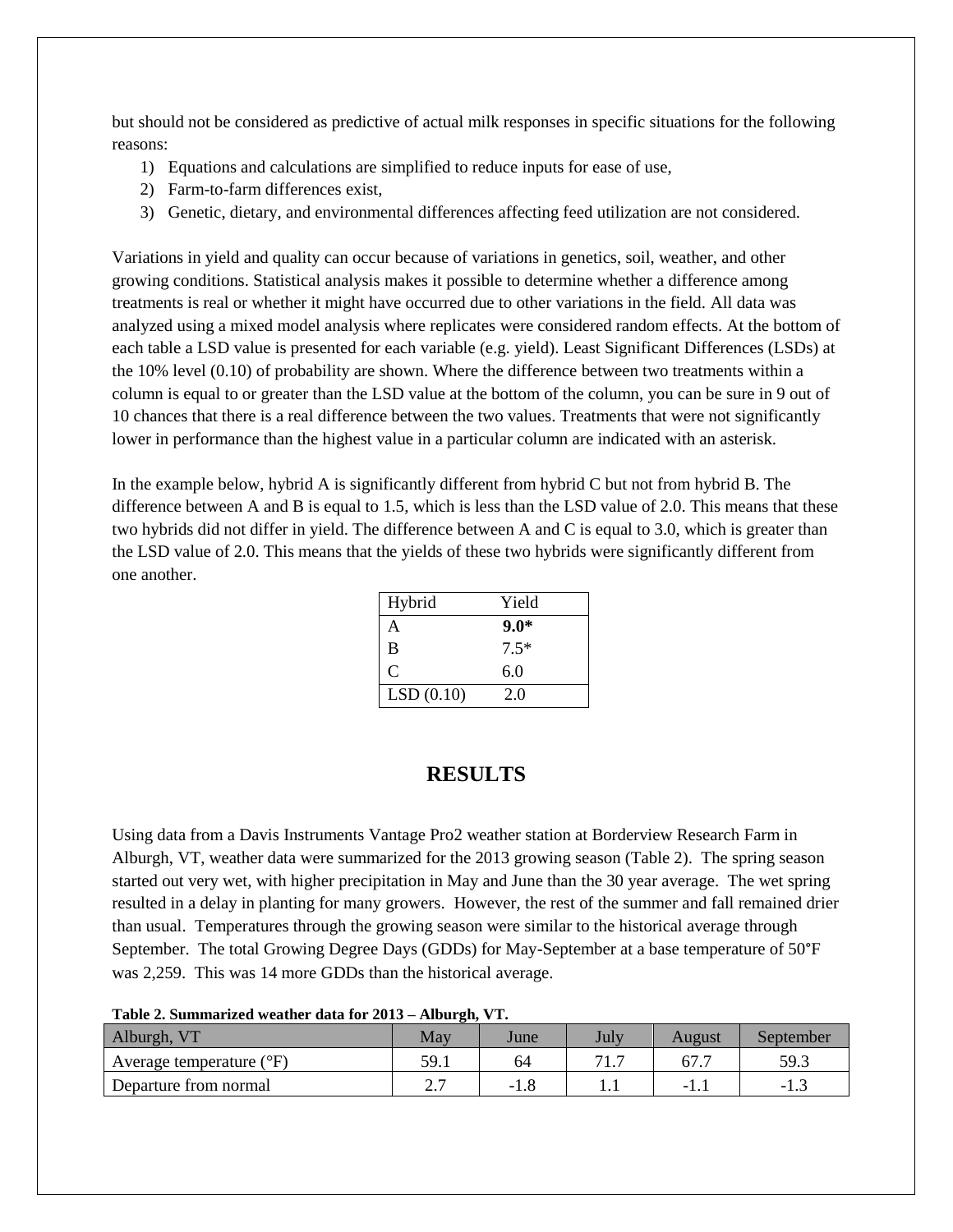but should not be considered as predictive of actual milk responses in specific situations for the following reasons:

1) Equations and calculations are simplified to reduce inputs for ease of use,
2) Farm-to-farm differences exist,
3) Genetic, dietary, and environmental differences affecting feed utilization are not considered.

Variations in yield and quality can occur because of variations in genetics, soil, weather, and other growing conditions. Statistical analysis makes it possible to determine whether a difference among treatments is real or whether it might have occurred due to other variations in the field. All data was analyzed using a mixed model analysis where replicates were considered random effects. At the bottom of each table a LSD value is presented for each variable (e.g. yield). Least Significant Differences (LSDs) at the 10% level (0.10) of probability are shown. Where the difference between two treatments within a column is equal to or greater than the LSD value at the bottom of the column, you can be sure in 9 out of 10 chances that there is a real difference between the two values. Treatments that were not significantly lower in performance than the highest value in a particular column are indicated with an asterisk.

In the example below, hybrid A is significantly different from hybrid C but not from hybrid B. The difference between A and B is equal to 1.5, which is less than the LSD value of 2.0. This means that these two hybrids did not differ in yield. The difference between A and C is equal to 3.0, which is greater than the LSD value of 2.0. This means that the yields of these two hybrids were significantly different from one another.

| Hybrid | Yield |
|---|---|
| A | **9.0*** |
| B | 7.5* |
| C | 6.0 |
| LSD (0.10) | 2.0 |

# RESULTS

Using data from a Davis Instruments Vantage Pro2 weather station at Borderview Research Farm in Alburgh, VT, weather data were summarized for the 2013 growing season (Table 2). The spring season started out very wet, with higher precipitation in May and June than the 30 year average. The wet spring resulted in a delay in planting for many growers. However, the rest of the summer and fall remained drier than usual. Temperatures through the growing season were similar to the historical average through September. The total Growing Degree Days (GDDs) for May-September at a base temperature of 50°F was 2,259. This was 14 more GDDs than the historical average.

**Table 2. Summarized weather data for 2013 – Alburgh, VT.**

| Alburgh, VT | May | June | July | August | September |
|---|---|---|---|---|---|
| Average temperature (°F) | 59.1 | 64 | 71.7 | 67.7 | 59.3 |
| Departure from normal | 2.7 | -1.8 | 1.1 | -1.1 | -1.3 |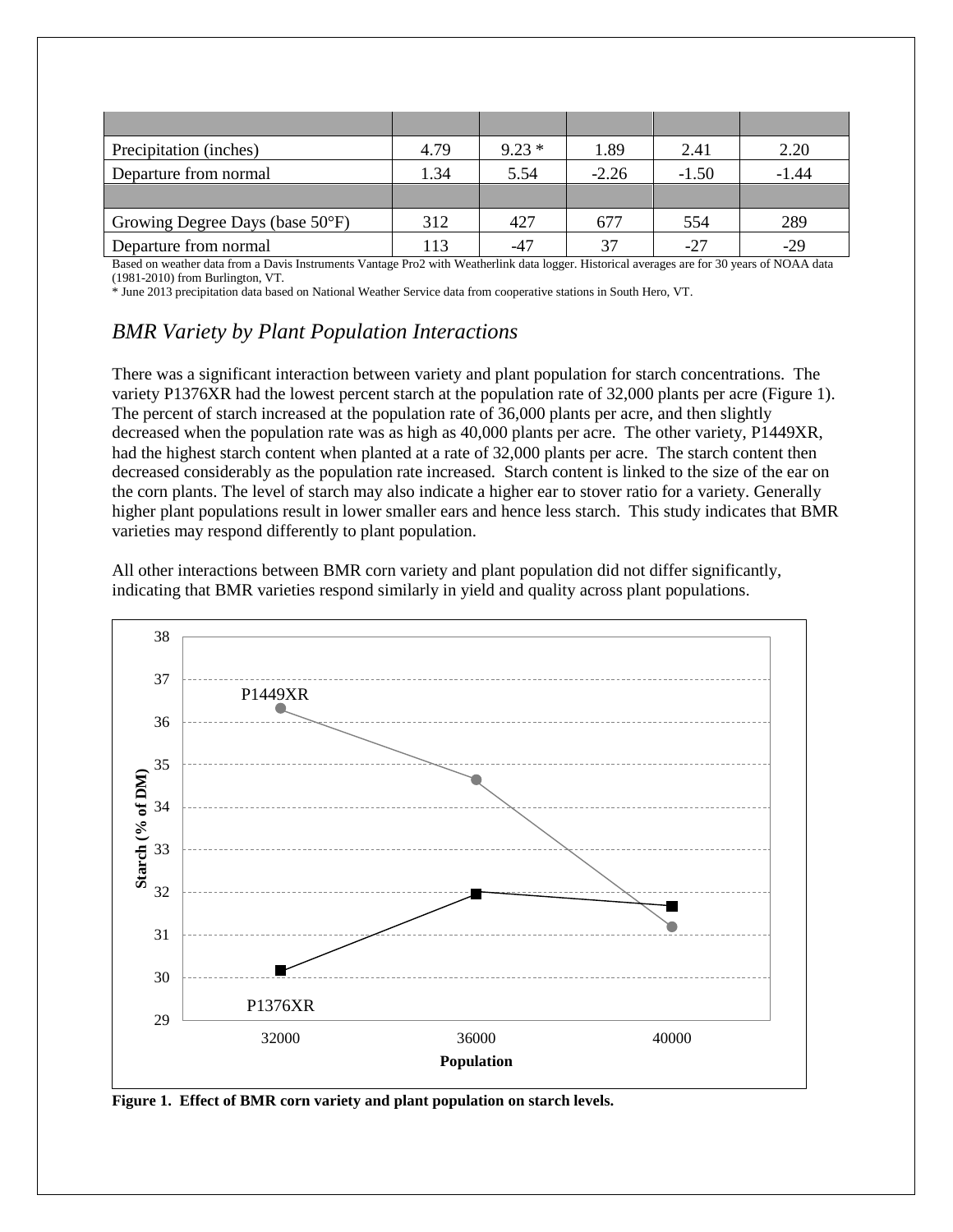| | | | | | |
|---|---|---|---|---|---|
| Precipitation (inches) | 4.79 | 9.23 * | 1.89 | 2.41 | 2.20 |
| Departure from normal | 1.34 | 5.54 | -2.26 | -1.50 | -1.44 |
| | | | | | |
| Growing Degree Days (base 50°F) | 312 | 427 | 677 | 554 | 289 |
| Departure from normal | 113 | -47 | 37 | -27 | -29 |

Based on weather data from a Davis Instruments Vantage Pro2 with Weatherlink data logger. Historical averages are for 30 years of NOAA data (1981-2010) from Burlington, VT.
* June 2013 precipitation data based on National Weather Service data from cooperative stations in South Hero, VT.

## *BMR Variety by Plant Population Interactions*

There was a significant interaction between variety and plant population for starch concentrations. The variety P1376XR had the lowest percent starch at the population rate of 32,000 plants per acre (Figure 1). The percent of starch increased at the population rate of 36,000 plants per acre, and then slightly decreased when the population rate was as high as 40,000 plants per acre. The other variety, P1449XR, had the highest starch content when planted at a rate of 32,000 plants per acre. The starch content then decreased considerably as the population rate increased. Starch content is linked to the size of the ear on the corn plants. The level of starch may also indicate a higher ear to stover ratio for a variety. Generally higher plant populations result in lower smaller ears and hence less starch. This study indicates that BMR varieties may respond differently to plant population.

All other interactions between BMR corn variety and plant population did not differ significantly, indicating that BMR varieties respond similarly in yield and quality across plant populations.

**Figure 1. Effect of BMR corn variety and plant population on starch levels.**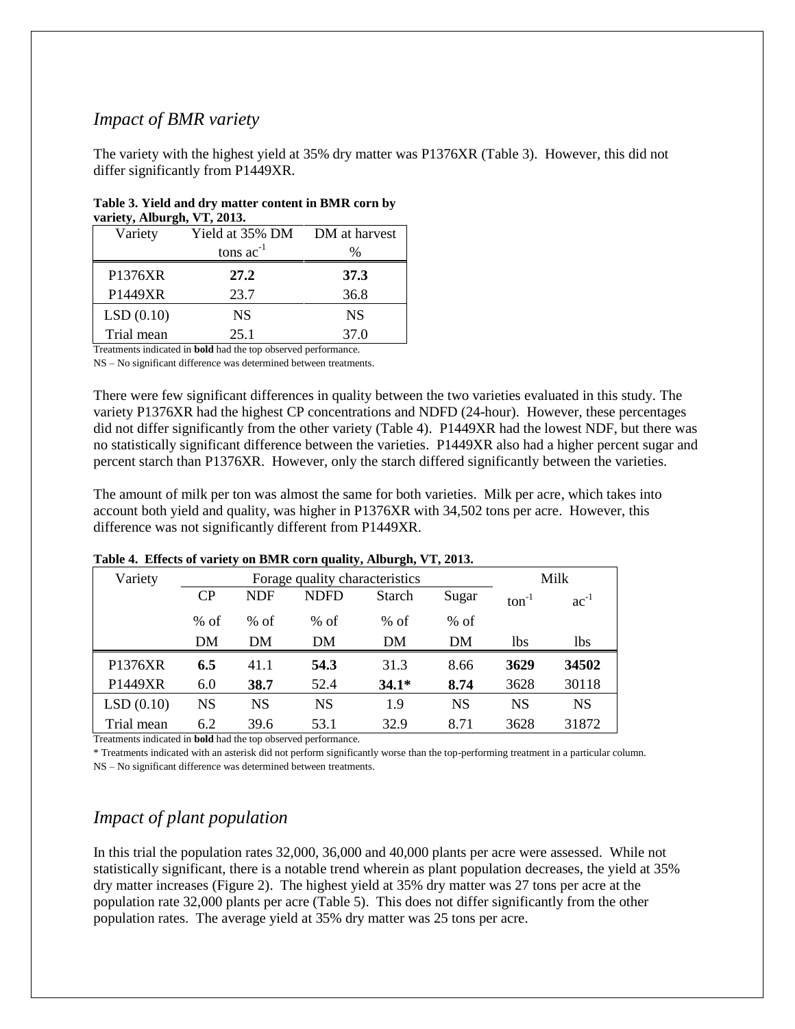## *Impact of BMR variety*

The variety with the highest yield at 35% dry matter was P1376XR (Table 3). However, this did not differ significantly from P1449XR.

**Table 3. Yield and dry matter content in BMR corn by variety, Alburgh, VT, 2013.**

| Variety | Yield at 35% DM | DM at harvest |
|---|---|---|
| | tons $ac^{-1}$ | % |
| P1376XR | **27.2** | **37.3** |
| P1449XR | 23.7 | 36.8 |
| LSD (0.10) | NS | NS |
| Trial mean | 25.1 | 37.0 |

Treatments indicated in **bold** had the top observed performance.

NS – No significant difference was determined between treatments.

There were few significant differences in quality between the two varieties evaluated in this study. The variety P1376XR had the highest CP concentrations and NDFD (24-hour). However, these percentages did not differ significantly from the other variety (Table 4). P1449XR had the lowest NDF, but there was no statistically significant difference between the varieties. P1449XR also had a higher percent sugar and percent starch than P1376XR. However, only the starch differed significantly between the varieties.

The amount of milk per ton was almost the same for both varieties. Milk per acre, which takes into account both yield and quality, was higher in P1376XR with 34,502 tons per acre. However, this difference was not significantly different from P1449XR.

**Table 4. Effects of variety on BMR corn quality, Alburgh, VT, 2013.**

| Variety | Forage quality characteristics | | | | | Milk | |
|---|---|---|---|---|---|---|---|
| | CP | NDF | NDFD | Starch | Sugar | $ton^{-1}$ | $ac^{-1}$ |
| | % of DM | % of DM | % of DM | % of DM | % of DM | lbs | lbs |
| P1376XR | **6.5** | 41.1 | **54.3** | 31.3 | 8.66 | **3629** | **34502** |
| P1449XR | 6.0 | **38.7** | 52.4 | **34.1*** | **8.74** | 3628 | 30118 |
| LSD (0.10) | NS | NS | NS | 1.9 | NS | NS | NS |
| Trial mean | 6.2 | 39.6 | 53.1 | 32.9 | 8.71 | 3628 | 31872 |

Treatments indicated in **bold** had the top observed performance.

\* Treatments indicated with an asterisk did not perform significantly worse than the top-performing treatment in a particular column.

NS – No significant difference was determined between treatments.

## *Impact of plant population*

In this trial the population rates 32,000, 36,000 and 40,000 plants per acre were assessed. While not statistically significant, there is a notable trend wherein as plant population decreases, the yield at 35% dry matter increases (Figure 2). The highest yield at 35% dry matter was 27 tons per acre at the population rate 32,000 plants per acre (Table 5). This does not differ significantly from the other population rates. The average yield at 35% dry matter was 25 tons per acre.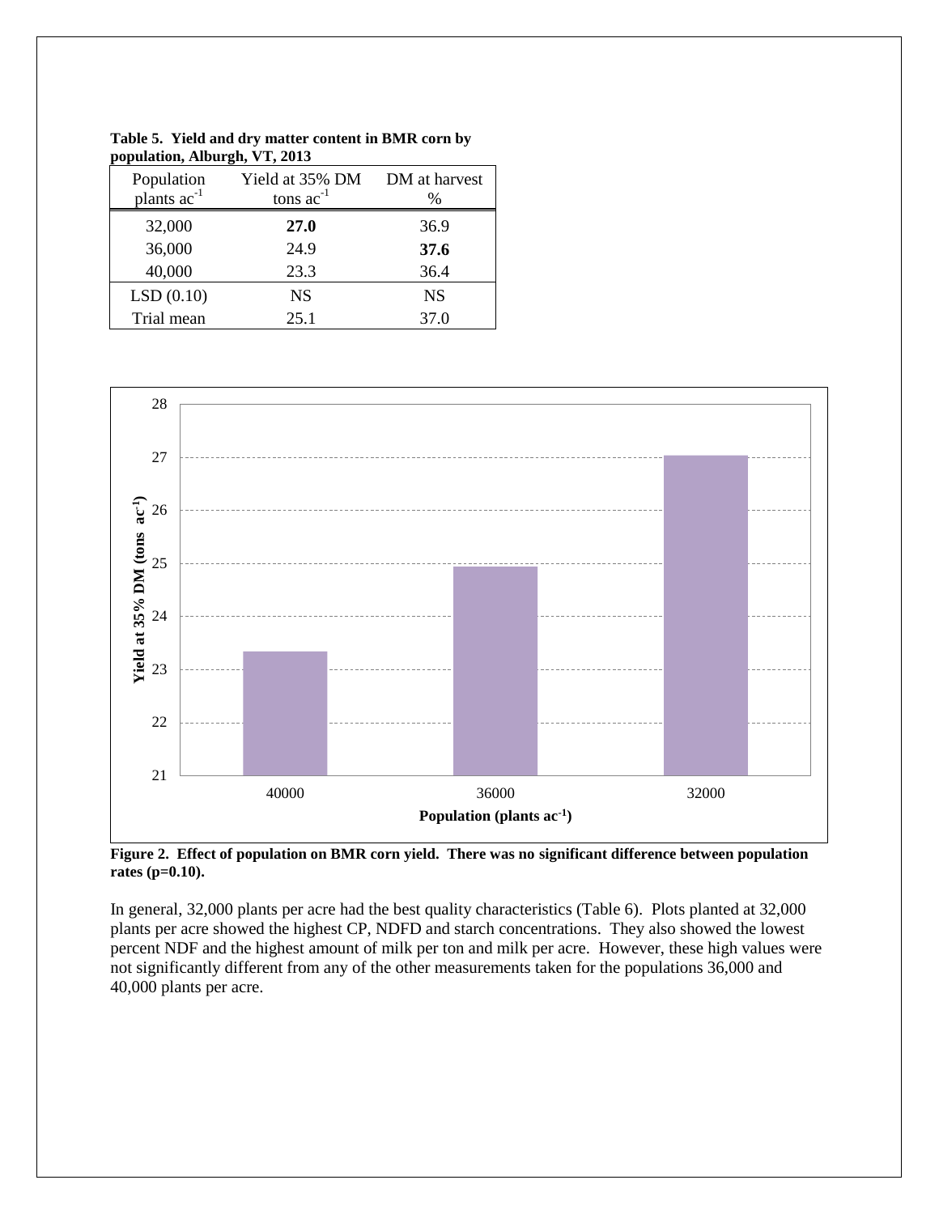**Table 5. Yield and dry matter content in BMR corn by population, Alburgh, VT, 2013**

| Population plants ac$^{-1}$ | Yield at 35% DM tons ac$^{-1}$ | DM at harvest % |
|---|---|---|
| 32,000 | **27.0** | 36.9 |
| 36,000 | 24.9 | **37.6** |
| 40,000 | 23.3 | 36.4 |
| LSD (0.10) | NS | NS |
| Trial mean | 25.1 | 37.0 |

**Figure 2. Effect of population on BMR corn yield. There was no significant difference between population rates (p=0.10).**

In general, 32,000 plants per acre had the best quality characteristics (Table 6). Plots planted at 32,000 plants per acre showed the highest CP, NDFD and starch concentrations. They also showed the lowest percent NDF and the highest amount of milk per ton and milk per acre. However, these high values were not significantly different from any of the other measurements taken for the populations 36,000 and 40,000 plants per acre.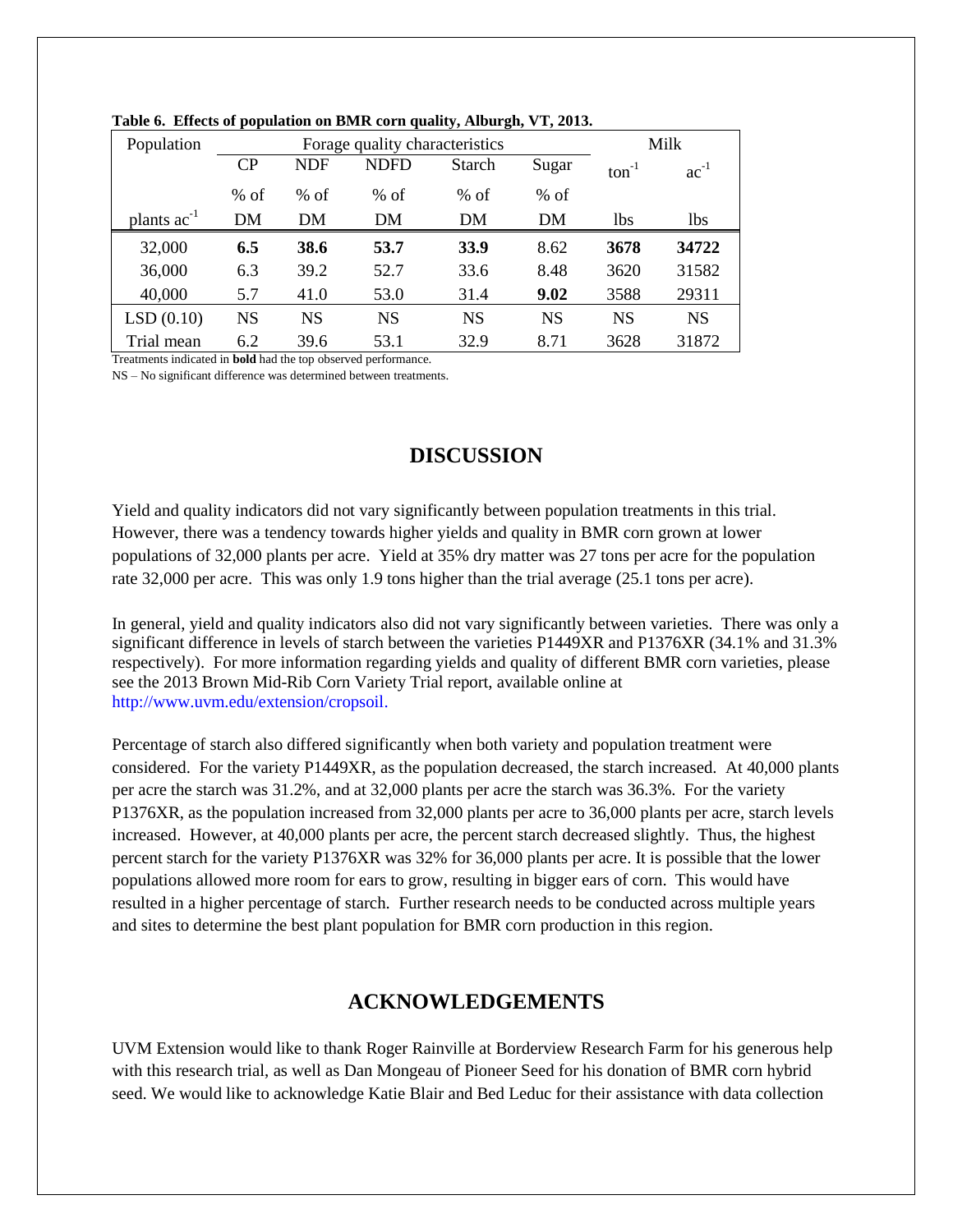**Table 6. Effects of population on BMR corn quality, Alburgh, VT, 2013.**

| Population | Forage quality characteristics | | | | | Milk | |
|---|---|---|---|---|---|---|---|
| | CP | NDF | NDFD | Starch | Sugar | $ton^{-1}$ | $ac^{-1}$ |
| | % of | % of | % of | % of | % of | | |
| plants $ac^{-1}$ | DM | DM | DM | DM | DM | lbs | lbs |
| 32,000 | **6.5** | **38.6** | **53.7** | **33.9** | 8.62 | **3678** | **34722** |
| 36,000 | 6.3 | 39.2 | 52.7 | 33.6 | 8.48 | 3620 | 31582 |
| 40,000 | 5.7 | 41.0 | 53.0 | 31.4 | **9.02** | 3588 | 29311 |
| LSD (0.10) | NS | NS | NS | NS | NS | NS | NS |
| Trial mean | 6.2 | 39.6 | 53.1 | 32.9 | 8.71 | 3628 | 31872 |

Treatments indicated in **bold** had the top observed performance.

NS – No significant difference was determined between treatments.

## DISCUSSION

Yield and quality indicators did not vary significantly between population treatments in this trial. However, there was a tendency towards higher yields and quality in BMR corn grown at lower populations of 32,000 plants per acre. Yield at 35% dry matter was 27 tons per acre for the population rate 32,000 per acre. This was only 1.9 tons higher than the trial average (25.1 tons per acre).

In general, yield and quality indicators also did not vary significantly between varieties. There was only a significant difference in levels of starch between the varieties P1449XR and P1376XR (34.1% and 31.3% respectively). For more information regarding yields and quality of different BMR corn varieties, please see the 2013 Brown Mid-Rib Corn Variety Trial report, available online at http://www.uvm.edu/extension/cropsoil.

Percentage of starch also differed significantly when both variety and population treatment were considered. For the variety P1449XR, as the population decreased, the starch increased. At 40,000 plants per acre the starch was 31.2%, and at 32,000 plants per acre the starch was 36.3%. For the variety P1376XR, as the population increased from 32,000 plants per acre to 36,000 plants per acre, starch levels increased. However, at 40,000 plants per acre, the percent starch decreased slightly. Thus, the highest percent starch for the variety P1376XR was 32% for 36,000 plants per acre. It is possible that the lower populations allowed more room for ears to grow, resulting in bigger ears of corn. This would have resulted in a higher percentage of starch. Further research needs to be conducted across multiple years and sites to determine the best plant population for BMR corn production in this region.

## ACKNOWLEDGEMENTS

UVM Extension would like to thank Roger Rainville at Borderview Research Farm for his generous help with this research trial, as well as Dan Mongeau of Pioneer Seed for his donation of BMR corn hybrid seed. We would like to acknowledge Katie Blair and Bed Leduc for their assistance with data collection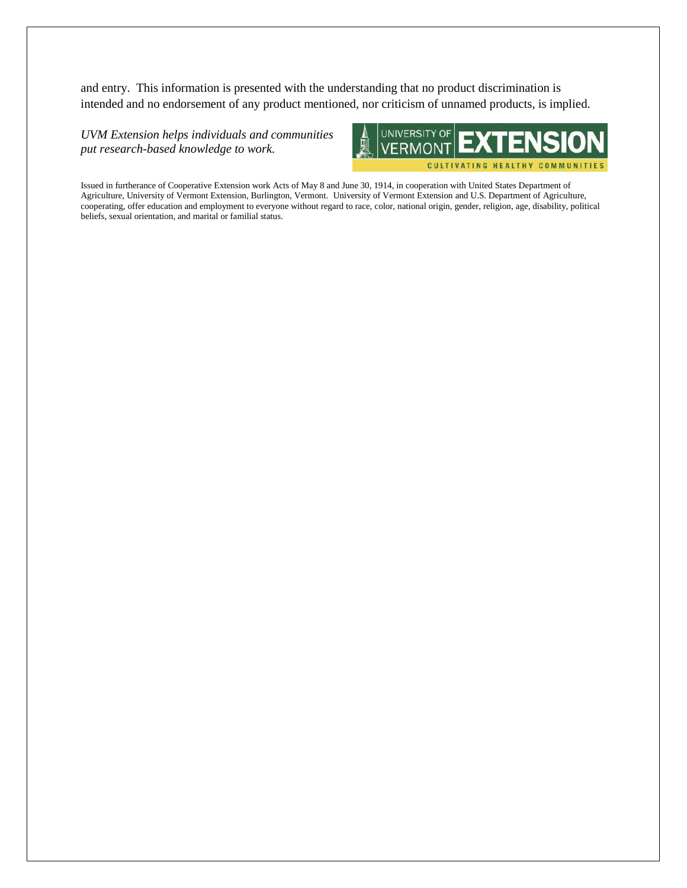and entry. This information is presented with the understanding that no product discrimination is intended and no endorsement of any product mentioned, nor criticism of unnamed products, is implied.

*UVM Extension helps individuals and communities put research-based knowledge to work.*

Issued in furtherance of Cooperative Extension work Acts of May 8 and June 30, 1914, in cooperation with United States Department of Agriculture, University of Vermont Extension, Burlington, Vermont. University of Vermont Extension and U.S. Department of Agriculture, cooperating, offer education and employment to everyone without regard to race, color, national origin, gender, religion, age, disability, political beliefs, sexual orientation, and marital or familial status.